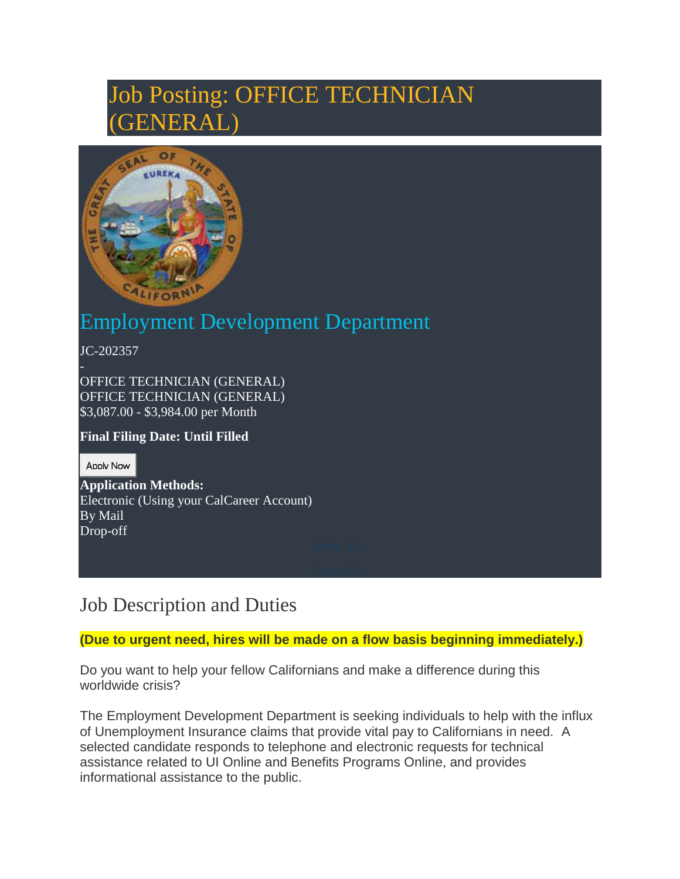# Job Posting: OFFICE TECHNICIAN (GENERAL)

## Employment Development Department

JC-202357

-

OFFICE TECHNICIAN (GENERAL)
OFFICE TECHNICIAN (GENERAL)
$3,087.00 - $3,984.00 per Month

**Final Filing Date: Until Filled**

Apply Now

**Application Methods:**
Electronic (Using your CalCareer Account)
By Mail
Drop-off

Print Job

Save Job

## Job Description and Duties

**(Due to urgent need, hires will be made on a flow basis beginning immediately.)**

Do you want to help your fellow Californians and make a difference during this worldwide crisis?

The Employment Development Department is seeking individuals to help with the influx of Unemployment Insurance claims that provide vital pay to Californians in need. A selected candidate responds to telephone and electronic requests for technical assistance related to UI Online and Benefits Programs Online, and provides informational assistance to the public.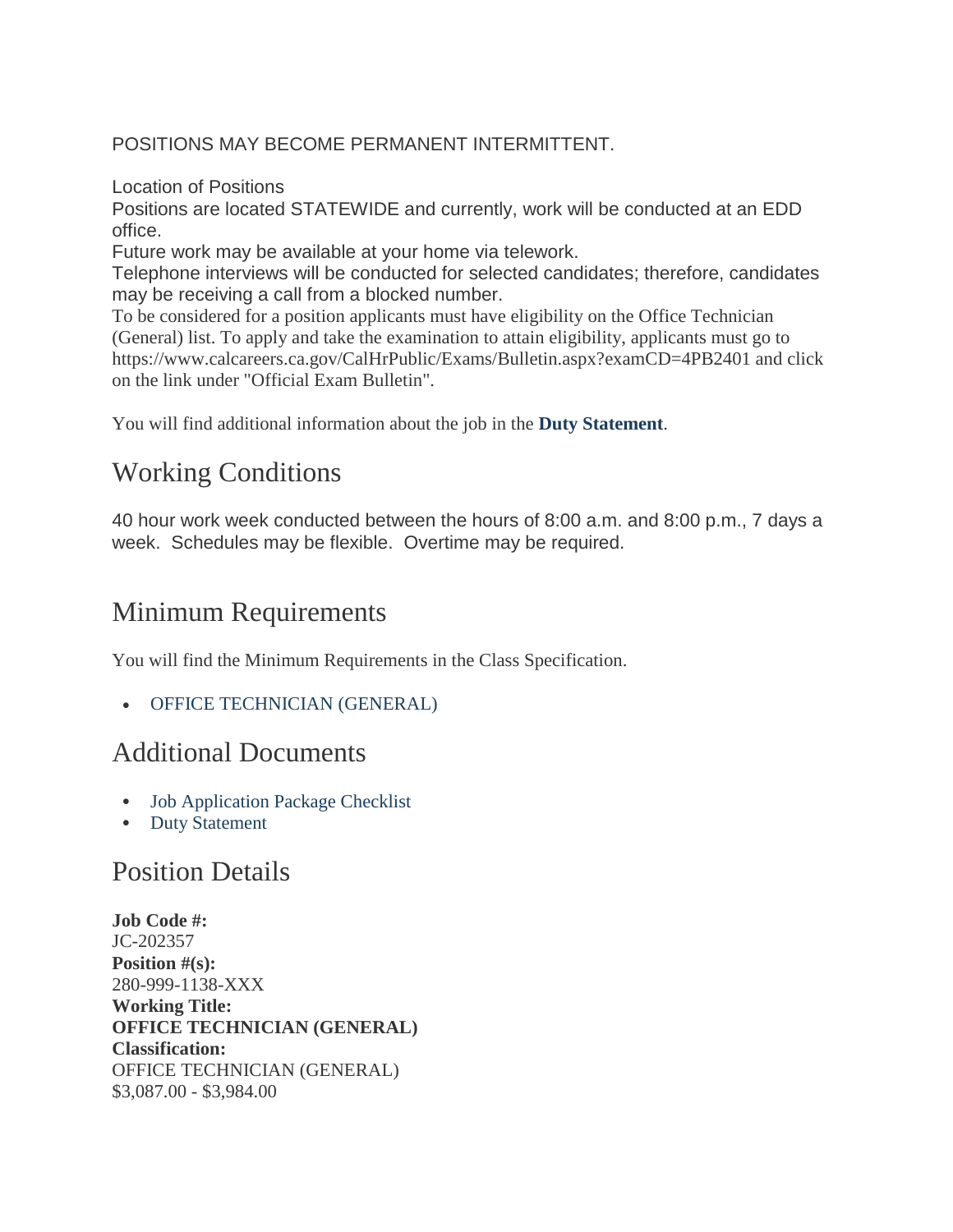POSITIONS MAY BECOME PERMANENT INTERMITTENT.

Location of Positions
Positions are located STATEWIDE and currently, work will be conducted at an EDD office.
Future work may be available at your home via telework.
Telephone interviews will be conducted for selected candidates; therefore, candidates may be receiving a call from a blocked number.
To be considered for a position applicants must have eligibility on the Office Technician (General) list. To apply and take the examination to attain eligibility, applicants must go to https://www.calcareers.ca.gov/CalHrPublic/Exams/Bulletin.aspx?examCD=4PB2401 and click on the link under "Official Exam Bulletin".

You will find additional information about the job in the **Duty Statement**.

## Working Conditions

40 hour work week conducted between the hours of 8:00 a.m. and 8:00 p.m., 7 days a week. Schedules may be flexible. Overtime may be required.

## Minimum Requirements

You will find the Minimum Requirements in the Class Specification.

- OFFICE TECHNICIAN (GENERAL)

## Additional Documents

- Job Application Package Checklist
- Duty Statement

## Position Details

**Job Code #:**
JC-202357
**Position #(s):**
280-999-1138-XXX
**Working Title:**
**OFFICE TECHNICIAN (GENERAL)**
**Classification:**
OFFICE TECHNICIAN (GENERAL)
$3,087.00 - $3,984.00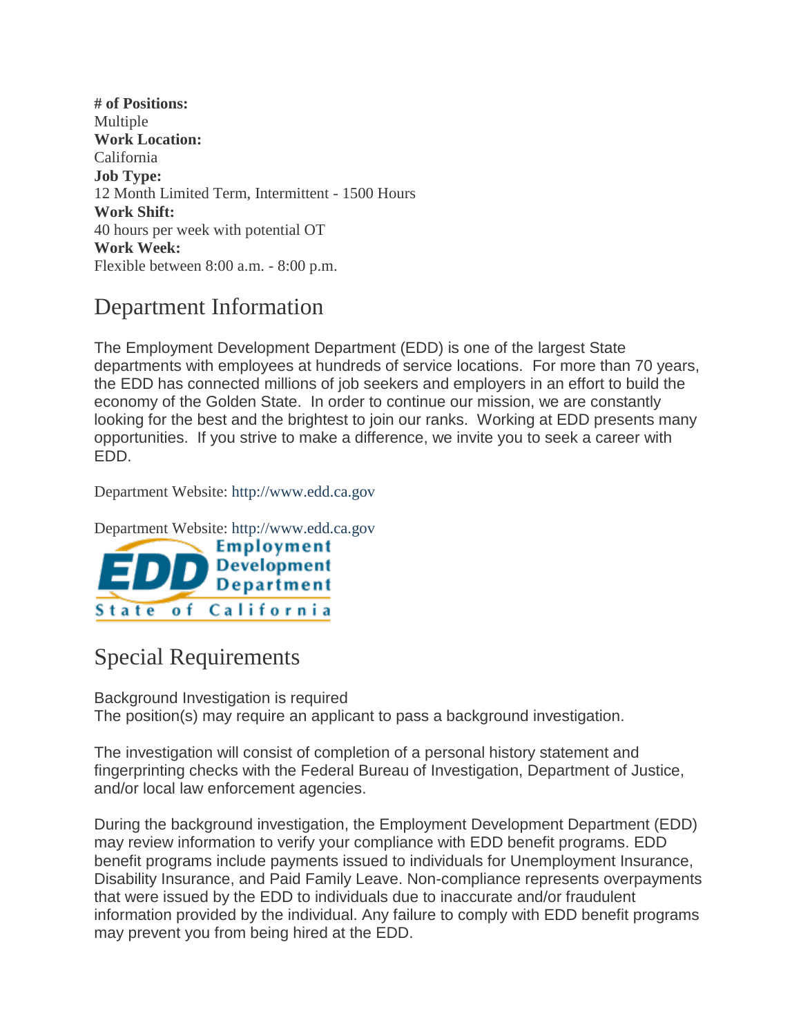**# of Positions:**
Multiple
**Work Location:**
California
**Job Type:**
12 Month Limited Term, Intermittent - 1500 Hours
**Work Shift:**
40 hours per week with potential OT
**Work Week:**
Flexible between 8:00 a.m. - 8:00 p.m.

## Department Information

The Employment Development Department (EDD) is one of the largest State departments with employees at hundreds of service locations. For more than 70 years, the EDD has connected millions of job seekers and employers in an effort to build the economy of the Golden State. In order to continue our mission, we are constantly looking for the best and the brightest to join our ranks. Working at EDD presents many opportunities. If you strive to make a difference, we invite you to seek a career with EDD.

Department Website: http://www.edd.ca.gov

Department Website: http://www.edd.ca.gov

EDD Employment Development Department State of California

## Special Requirements

Background Investigation is required
The position(s) may require an applicant to pass a background investigation.

The investigation will consist of completion of a personal history statement and fingerprinting checks with the Federal Bureau of Investigation, Department of Justice, and/or local law enforcement agencies.

During the background investigation, the Employment Development Department (EDD) may review information to verify your compliance with EDD benefit programs. EDD benefit programs include payments issued to individuals for Unemployment Insurance, Disability Insurance, and Paid Family Leave. Non-compliance represents overpayments that were issued by the EDD to individuals due to inaccurate and/or fraudulent information provided by the individual. Any failure to comply with EDD benefit programs may prevent you from being hired at the EDD.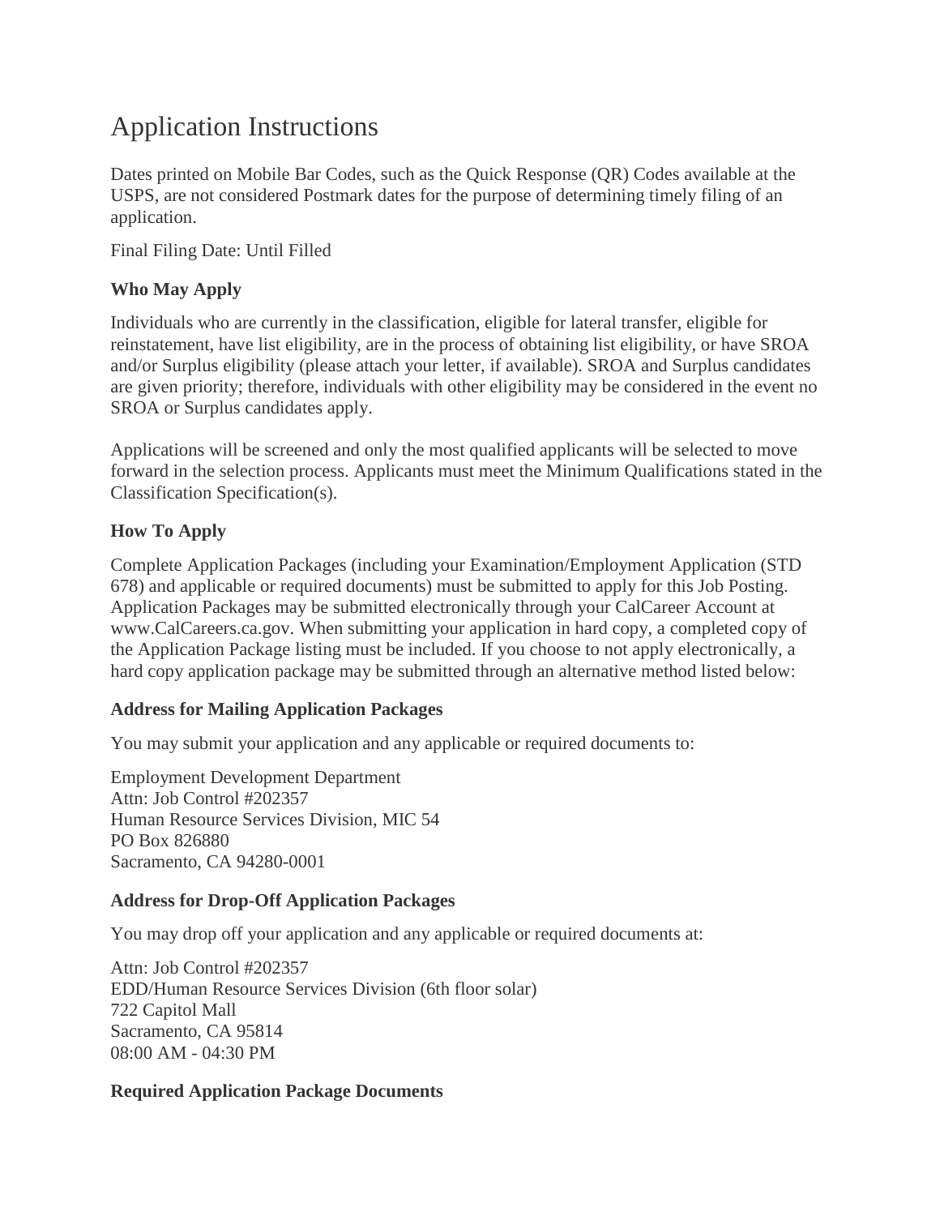# Application Instructions

Dates printed on Mobile Bar Codes, such as the Quick Response (QR) Codes available at the USPS, are not considered Postmark dates for the purpose of determining timely filing of an application.

Final Filing Date: Until Filled

**Who May Apply**

Individuals who are currently in the classification, eligible for lateral transfer, eligible for reinstatement, have list eligibility, are in the process of obtaining list eligibility, or have SROA and/or Surplus eligibility (please attach your letter, if available). SROA and Surplus candidates are given priority; therefore, individuals with other eligibility may be considered in the event no SROA or Surplus candidates apply.

Applications will be screened and only the most qualified applicants will be selected to move forward in the selection process. Applicants must meet the Minimum Qualifications stated in the Classification Specification(s).

**How To Apply**

Complete Application Packages (including your Examination/Employment Application (STD 678) and applicable or required documents) must be submitted to apply for this Job Posting. Application Packages may be submitted electronically through your CalCareer Account at www.CalCareers.ca.gov. When submitting your application in hard copy, a completed copy of the Application Package listing must be included. If you choose to not apply electronically, a hard copy application package may be submitted through an alternative method listed below:

**Address for Mailing Application Packages**

You may submit your application and any applicable or required documents to:

Employment Development Department
Attn: Job Control #202357
Human Resource Services Division, MIC 54
PO Box 826880
Sacramento, CA 94280-0001

**Address for Drop-Off Application Packages**

You may drop off your application and any applicable or required documents at:

Attn: Job Control #202357
EDD/Human Resource Services Division (6th floor solar)
722 Capitol Mall
Sacramento, CA 95814
08:00 AM - 04:30 PM

**Required Application Package Documents**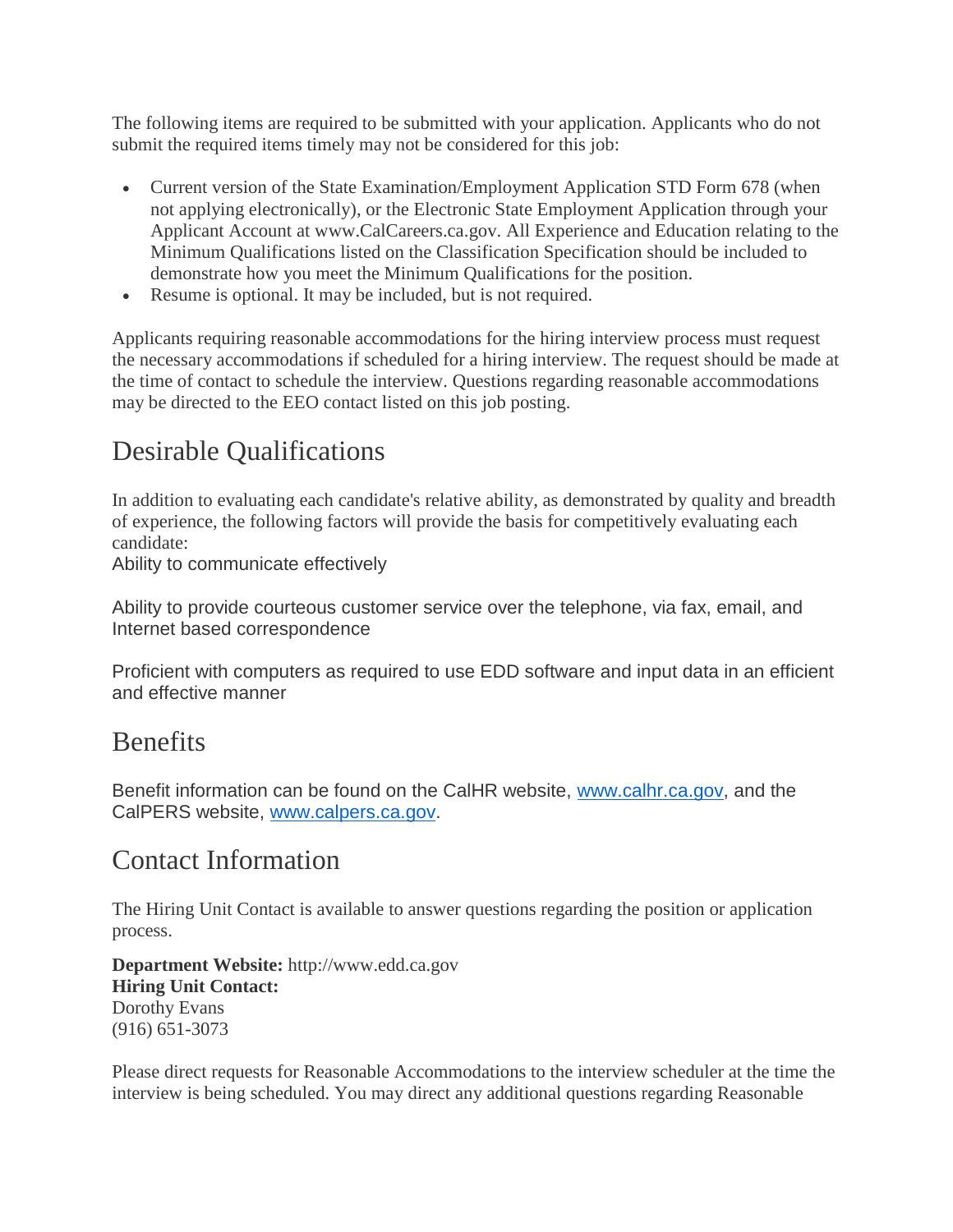The following items are required to be submitted with your application. Applicants who do not submit the required items timely may not be considered for this job:

- Current version of the State Examination/Employment Application STD Form 678 (when not applying electronically), or the Electronic State Employment Application through your Applicant Account at www.CalCareers.ca.gov. All Experience and Education relating to the Minimum Qualifications listed on the Classification Specification should be included to demonstrate how you meet the Minimum Qualifications for the position.
- Resume is optional. It may be included, but is not required.

Applicants requiring reasonable accommodations for the hiring interview process must request the necessary accommodations if scheduled for a hiring interview. The request should be made at the time of contact to schedule the interview. Questions regarding reasonable accommodations may be directed to the EEO contact listed on this job posting.

## Desirable Qualifications

In addition to evaluating each candidate's relative ability, as demonstrated by quality and breadth of experience, the following factors will provide the basis for competitively evaluating each candidate:

Ability to communicate effectively

Ability to provide courteous customer service over the telephone, via fax, email, and Internet based correspondence

Proficient with computers as required to use EDD software and input data in an efficient and effective manner

## Benefits

Benefit information can be found on the CalHR website, [www.calhr.ca.gov](www.calhr.ca.gov), and the CalPERS website, [www.calpers.ca.gov](www.calpers.ca.gov).

## Contact Information

The Hiring Unit Contact is available to answer questions regarding the position or application process.

**Department Website:** http://www.edd.ca.gov
**Hiring Unit Contact:**
Dorothy Evans
(916) 651-3073

Please direct requests for Reasonable Accommodations to the interview scheduler at the time the interview is being scheduled. You may direct any additional questions regarding Reasonable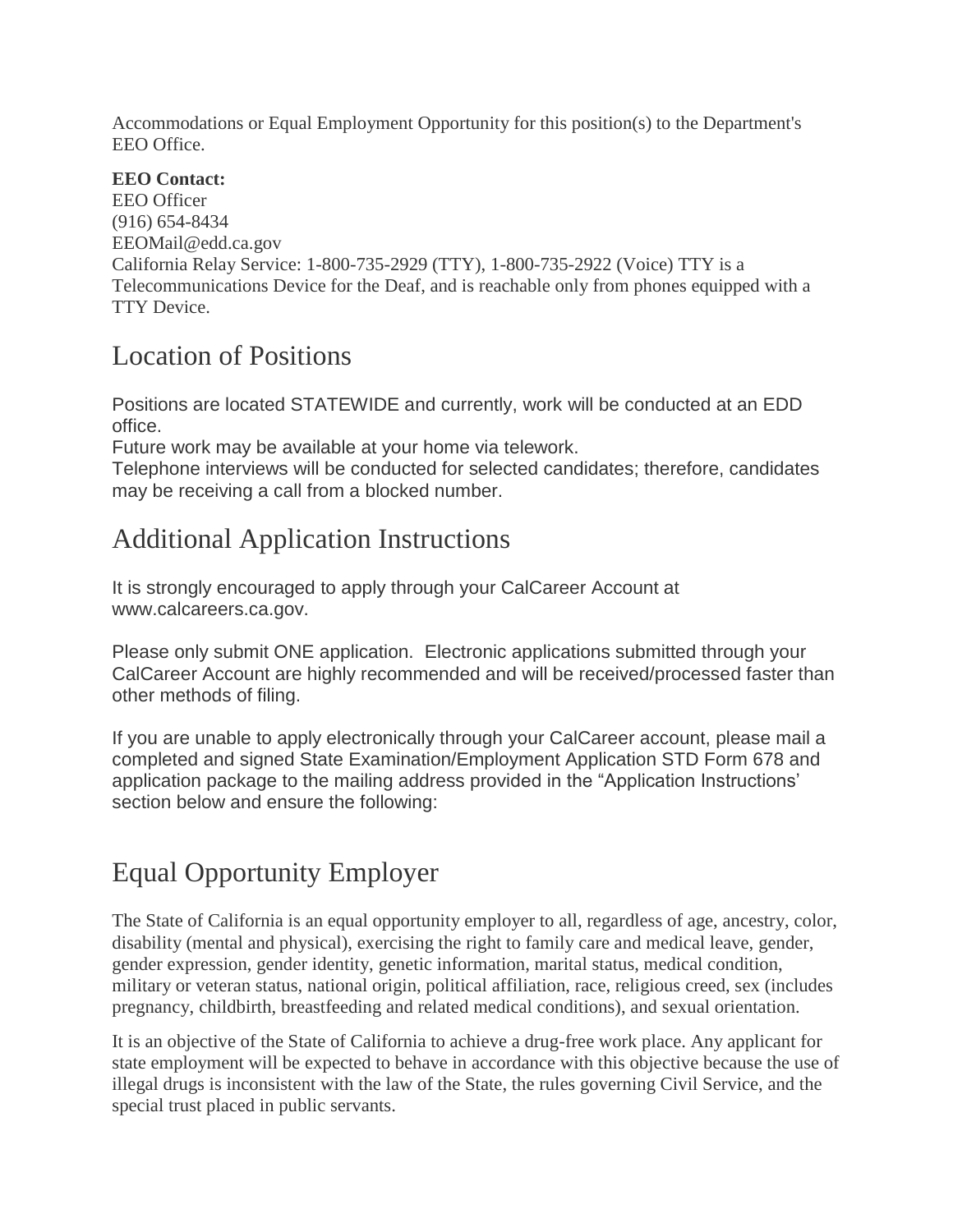Accommodations or Equal Employment Opportunity for this position(s) to the Department's EEO Office.

**EEO Contact:**
EEO Officer
(916) 654-8434
EEOMail@edd.ca.gov
California Relay Service: 1-800-735-2929 (TTY), 1-800-735-2922 (Voice) TTY is a Telecommunications Device for the Deaf, and is reachable only from phones equipped with a TTY Device.

## Location of Positions

Positions are located STATEWIDE and currently, work will be conducted at an EDD office.
Future work may be available at your home via telework.
Telephone interviews will be conducted for selected candidates; therefore, candidates may be receiving a call from a blocked number.

## Additional Application Instructions

It is strongly encouraged to apply through your CalCareer Account at www.calcareers.ca.gov.

Please only submit ONE application. Electronic applications submitted through your CalCareer Account are highly recommended and will be received/processed faster than other methods of filing.

If you are unable to apply electronically through your CalCareer account, please mail a completed and signed State Examination/Employment Application STD Form 678 and application package to the mailing address provided in the "Application Instructions' section below and ensure the following:

## Equal Opportunity Employer

The State of California is an equal opportunity employer to all, regardless of age, ancestry, color, disability (mental and physical), exercising the right to family care and medical leave, gender, gender expression, gender identity, genetic information, marital status, medical condition, military or veteran status, national origin, political affiliation, race, religious creed, sex (includes pregnancy, childbirth, breastfeeding and related medical conditions), and sexual orientation.

It is an objective of the State of California to achieve a drug-free work place. Any applicant for state employment will be expected to behave in accordance with this objective because the use of illegal drugs is inconsistent with the law of the State, the rules governing Civil Service, and the special trust placed in public servants.